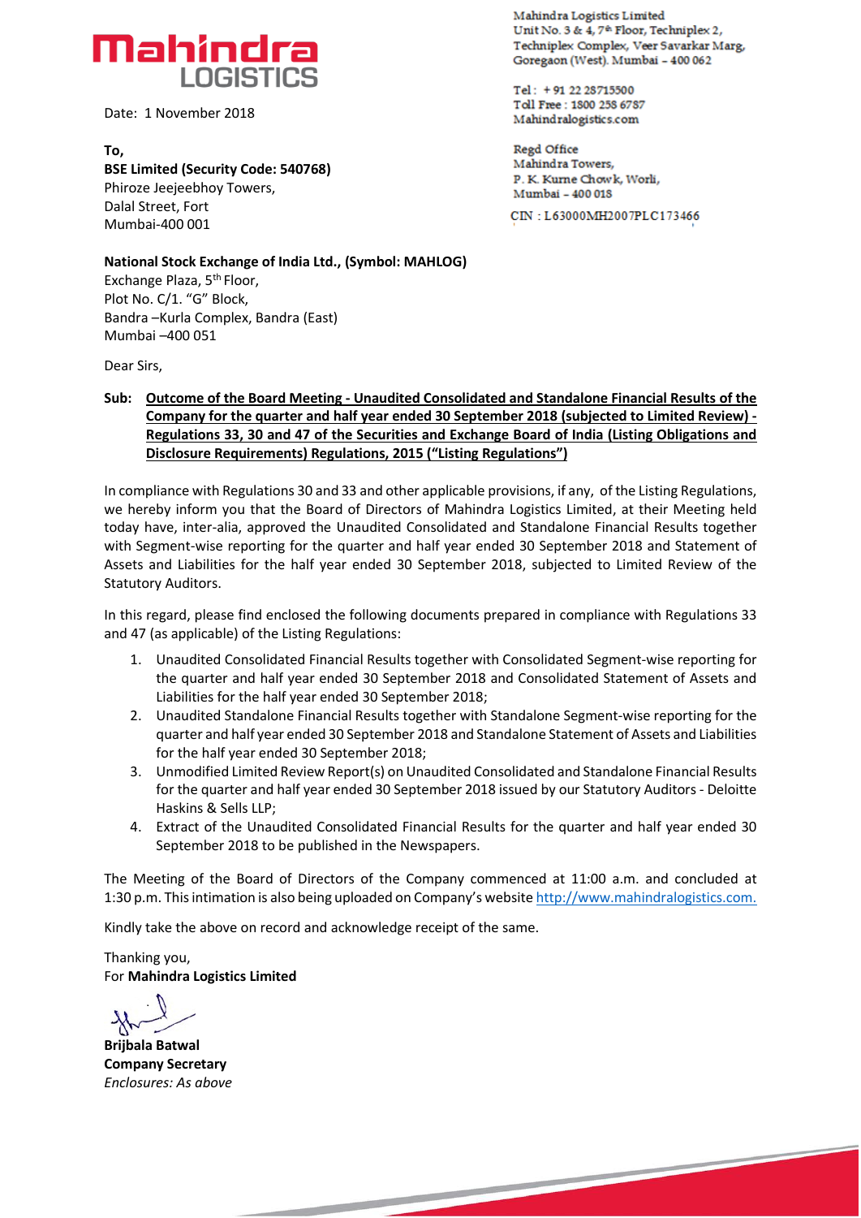Mahindra LOGISTICS

Mahindra Logistics Limited
Unit No. 3 & 4, 7th Floor, Techniplex 2,
Techniplex Complex, Veer Savarkar Marg,
Goregaon (West). Mumbai – 400 062

Tel : + 91 22 28715500
Toll Free : 1800 258 6787
Mahindralogistics.com

Regd Office
Mahindra Towers,
P. K. Kurne Chowk, Worli,
Mumbai – 400 018

CIN : L63000MH2007PLC173466

Date: 1 November 2018

**To,**
**BSE Limited (Security Code: 540768)**
Phiroze Jeejeebhoy Towers,
Dalal Street, Fort
Mumbai-400 001

**National Stock Exchange of India Ltd., (Symbol: MAHLOG)**
Exchange Plaza, 5th Floor,
Plot No. C/1. "G" Block,
Bandra –Kurla Complex, Bandra (East)
Mumbai –400 051

Dear Sirs,

**Sub: Outcome of the Board Meeting - Unaudited Consolidated and Standalone Financial Results of the Company for the quarter and half year ended 30 September 2018 (subjected to Limited Review) - Regulations 33, 30 and 47 of the Securities and Exchange Board of India (Listing Obligations and Disclosure Requirements) Regulations, 2015 ("Listing Regulations")**

In compliance with Regulations 30 and 33 and other applicable provisions, if any, of the Listing Regulations, we hereby inform you that the Board of Directors of Mahindra Logistics Limited, at their Meeting held today have, inter-alia, approved the Unaudited Consolidated and Standalone Financial Results together with Segment-wise reporting for the quarter and half year ended 30 September 2018 and Statement of Assets and Liabilities for the half year ended 30 September 2018, subjected to Limited Review of the Statutory Auditors.

In this regard, please find enclosed the following documents prepared in compliance with Regulations 33 and 47 (as applicable) of the Listing Regulations:

1. Unaudited Consolidated Financial Results together with Consolidated Segment-wise reporting for the quarter and half year ended 30 September 2018 and Consolidated Statement of Assets and Liabilities for the half year ended 30 September 2018;
2. Unaudited Standalone Financial Results together with Standalone Segment-wise reporting for the quarter and half year ended 30 September 2018 and Standalone Statement of Assets and Liabilities for the half year ended 30 September 2018;
3. Unmodified Limited Review Report(s) on Unaudited Consolidated and Standalone Financial Results for the quarter and half year ended 30 September 2018 issued by our Statutory Auditors - Deloitte Haskins & Sells LLP;
4. Extract of the Unaudited Consolidated Financial Results for the quarter and half year ended 30 September 2018 to be published in the Newspapers.

The Meeting of the Board of Directors of the Company commenced at 11:00 a.m. and concluded at 1:30 p.m. This intimation is also being uploaded on Company's website http://www.mahindralogistics.com.

Kindly take the above on record and acknowledge receipt of the same.

Thanking you,
For **Mahindra Logistics Limited**

**Brijbala Batwal**
**Company Secretary**
*Enclosures: As above*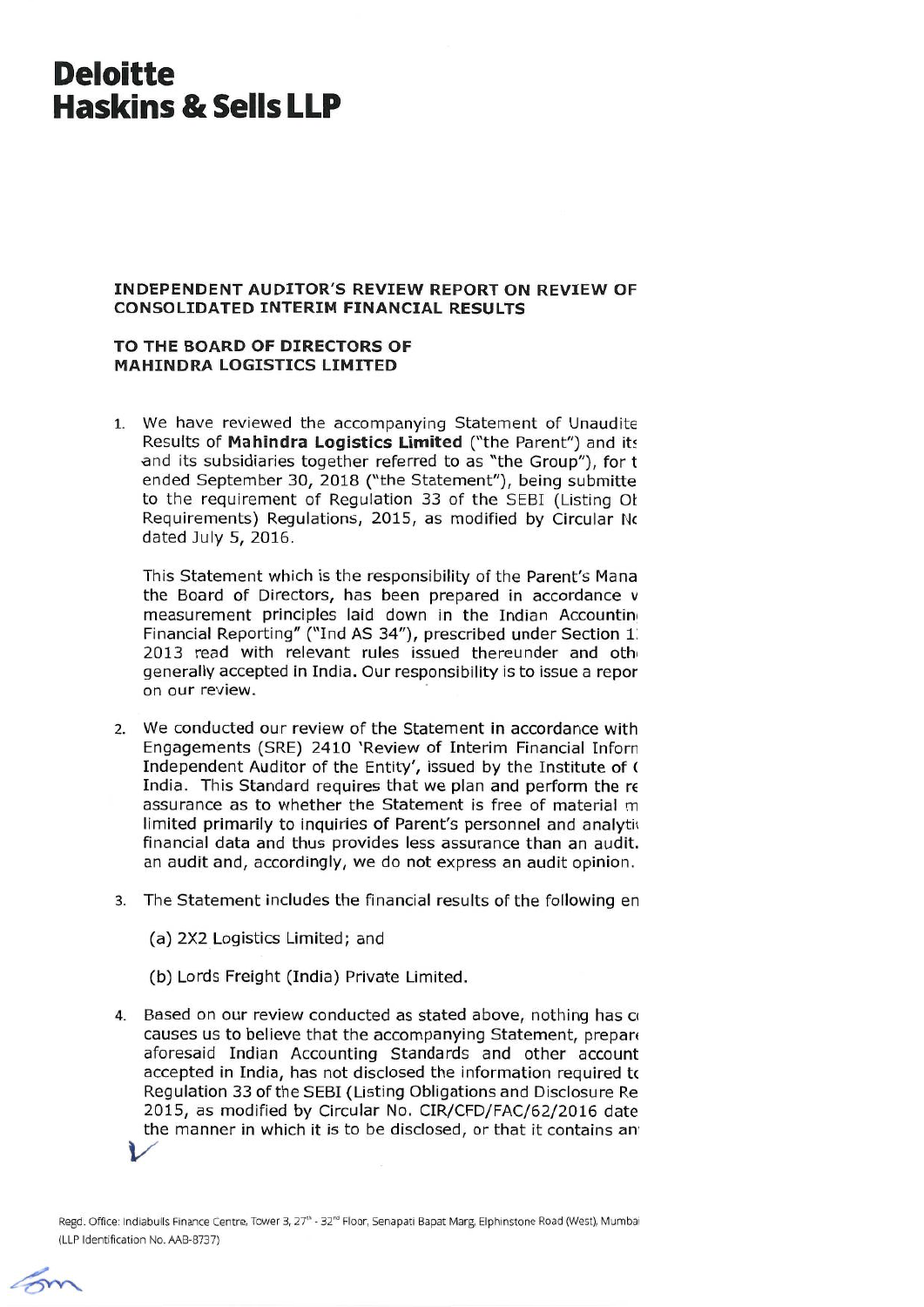# Deloitte Haskins & Sells LLP

**INDEPENDENT AUDITOR'S REVIEW REPORT ON REVIEW OF CONSOLIDATED INTERIM FINANCIAL RESULTS**

**TO THE BOARD OF DIRECTORS OF MAHINDRA LOGISTICS LIMITED**

1. We have reviewed the accompanying Statement of Unaudite Results of **Mahindra Logistics Limited** ("the Parent") and its and its subsidiaries together referred to as "the Group"), for t ended September 30, 2018 ("the Statement"), being submitte to the requirement of Regulation 33 of the SEBI (Listing Ob Requirements) Regulations, 2015, as modified by Circular No dated July 5, 2016.

   This Statement which is the responsibility of the Parent's Mana the Board of Directors, has been prepared in accordance v measurement principles laid down in the Indian Accountin Financial Reporting" ("Ind AS 34"), prescribed under Section 1: 2013 read with relevant rules issued thereunder and oth generally accepted in India. Our responsibility is to issue a repor on our review.

2. We conducted our review of the Statement in accordance with Engagements (SRE) 2410 'Review of Interim Financial Inform Independent Auditor of the Entity', issued by the Institute of ( India. This Standard requires that we plan and perform the re assurance as to whether the Statement is free of material m limited primarily to inquiries of Parent's personnel and analyti financial data and thus provides less assurance than an audit. an audit and, accordingly, we do not express an audit opinion.

3. The Statement includes the financial results of the following en

   (a) 2X2 Logistics Limited; and

   (b) Lords Freight (India) Private Limited.

4. Based on our review conducted as stated above, nothing has c causes us to believe that the accompanying Statement, prepar aforesaid Indian Accounting Standards and other account accepted in India, has not disclosed the information required to Regulation 33 of the SEBI (Listing Obligations and Disclosure Re 2015, as modified by Circular No. CIR/CFD/FAC/62/2016 date the manner in which it is to be disclosed, or that it contains an

Regd. Office: Indiabulls Finance Centre, Tower 3, 27th - 32nd Floor, Senapati Bapat Marg, Elphinstone Road (West), Mumbai (LLP Identification No. AAB-8737)